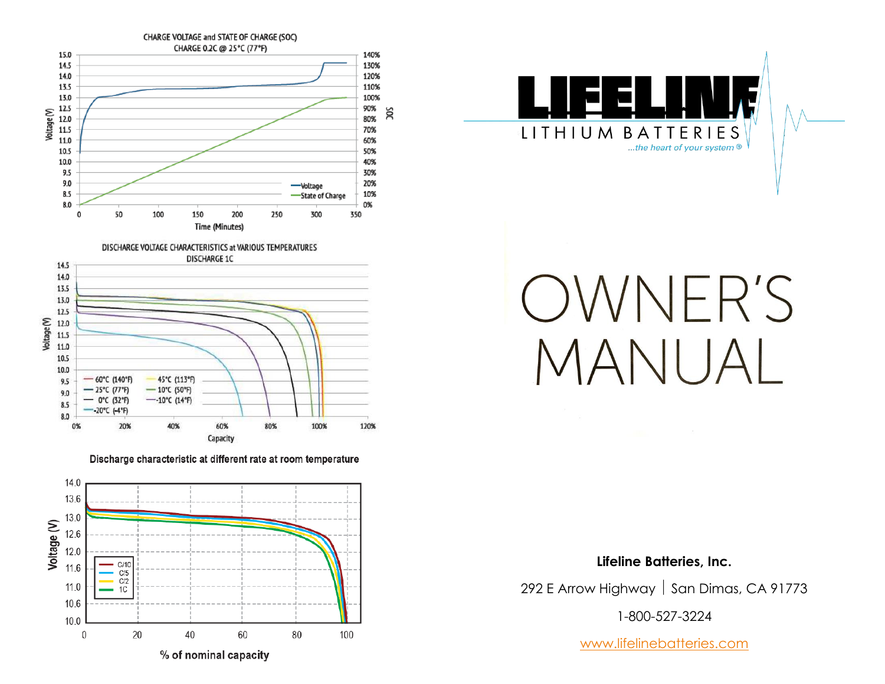CHARGE VOLTAGE and STATE OF CHARGE (SOC)
CHARGE 0.2C @ 25°C (77°F)

DISCHARGE VOLTAGE CHARACTERISTICS at VARIOUS TEMPERATURES
DISCHARGE 1C

Discharge characteristic at different rate at room temperature

# LIFELINE

LITHIUM BATTERIES

*...the heart of your system®*

# OWNER'S MANUAL

**Lifeline Batteries, Inc.**

292 E Arrow Highway | San Dimas, CA 91773

1-800-527-3224

www.lifelinebatteries.com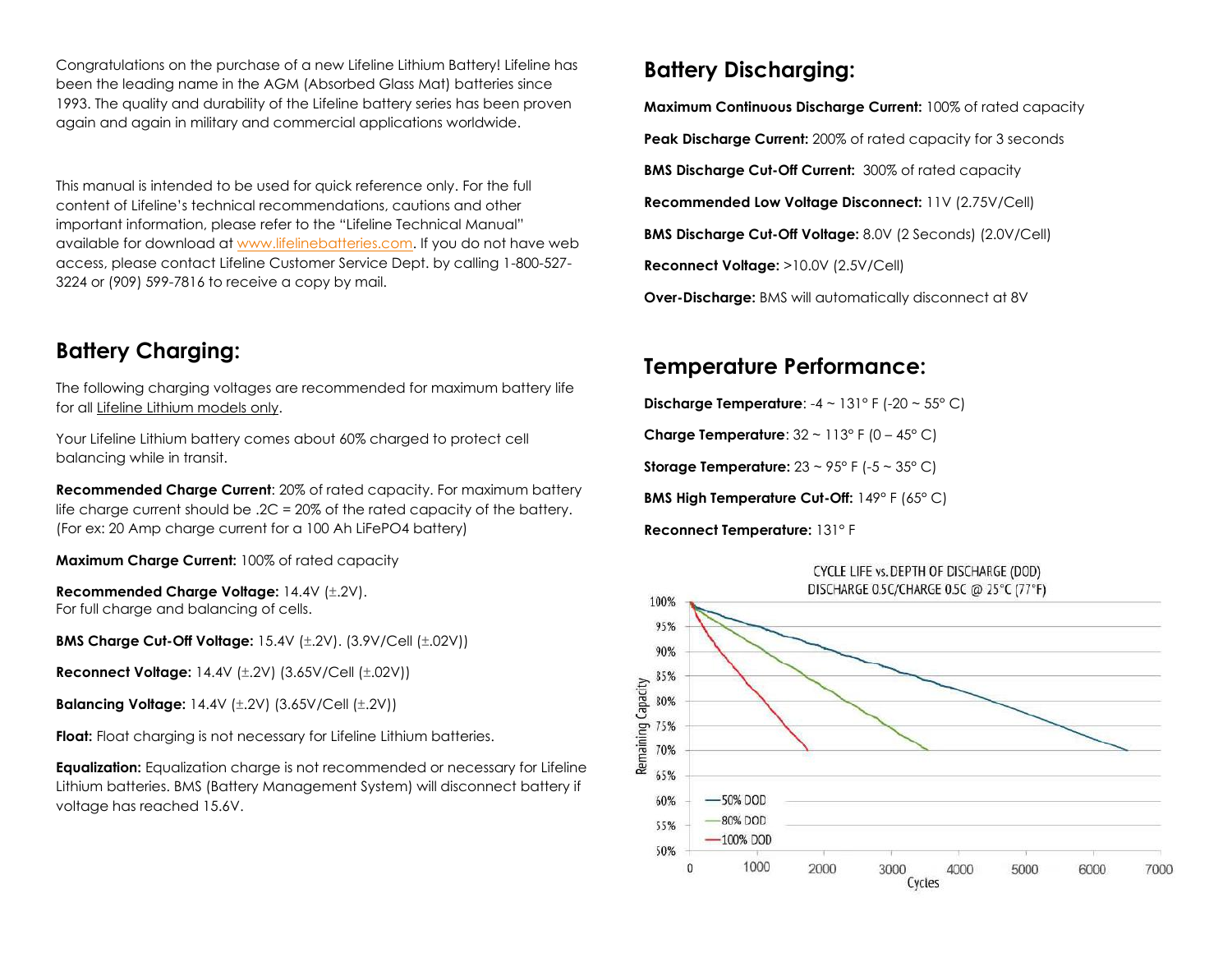Congratulations on the purchase of a new Lifeline Lithium Battery! Lifeline has been the leading name in the AGM (Absorbed Glass Mat) batteries since 1993. The quality and durability of the Lifeline battery series has been proven again and again in military and commercial applications worldwide.

This manual is intended to be used for quick reference only. For the full content of Lifeline's technical recommendations, cautions and other important information, please refer to the "Lifeline Technical Manual" available for download at www.lifelinebatteries.com. If you do not have web access, please contact Lifeline Customer Service Dept. by calling 1-800-527-3224 or (909) 599-7816 to receive a copy by mail.

## Battery Charging:

The following charging voltages are recommended for maximum battery life for all Lifeline Lithium models only.

Your Lifeline Lithium battery comes about 60% charged to protect cell balancing while in transit.

**Recommended Charge Current**: 20% of rated capacity. For maximum battery life charge current should be .2C = 20% of the rated capacity of the battery. (For ex: 20 Amp charge current for a 100 Ah LiFePO4 battery)

**Maximum Charge Current:** 100% of rated capacity

**Recommended Charge Voltage:** 14.4V (±.2V).
For full charge and balancing of cells.

**BMS Charge Cut-Off Voltage:** 15.4V (±.2V). (3.9V/Cell (±.02V))

**Reconnect Voltage:** 14.4V (±.2V) (3.65V/Cell (±.02V))

**Balancing Voltage:** 14.4V (±.2V) (3.65V/Cell (±.2V))

**Float:** Float charging is not necessary for Lifeline Lithium batteries.

**Equalization:** Equalization charge is not recommended or necessary for Lifeline Lithium batteries. BMS (Battery Management System) will disconnect battery if voltage has reached 15.6V.

## Battery Discharging:

**Maximum Continuous Discharge Current:** 100% of rated capacity

**Peak Discharge Current:** 200% of rated capacity for 3 seconds

**BMS Discharge Cut-Off Current:** 300% of rated capacity

**Recommended Low Voltage Disconnect:** 11V (2.75V/Cell)

**BMS Discharge Cut-Off Voltage:** 8.0V (2 Seconds) (2.0V/Cell)

**Reconnect Voltage:** >10.0V (2.5V/Cell)

**Over-Discharge:** BMS will automatically disconnect at 8V

## Temperature Performance:

**Discharge Temperature**: -4 ~ 131° F (-20 ~ 55° C)

**Charge Temperature**: 32 ~ 113° F (0 – 45° C)

**Storage Temperature:** 23 ~ 95° F (-5 ~ 35° C)

**BMS High Temperature Cut-Off:** 149° F (65° C)

**Reconnect Temperature:** 131° F

CYCLE LIFE vs. DEPTH OF DISCHARGE (DOD)
DISCHARGE 0.5C/CHARGE 0.5C @ 25°C (77°F)

Remaining Capacity

100%
95%
90%
85%
80%
75%
70%
65%
60%
55%
50%

50% DOD
80% DOD
100% DOD

0
1000
2000
3000
4000
5000
6000
7000

Cycles